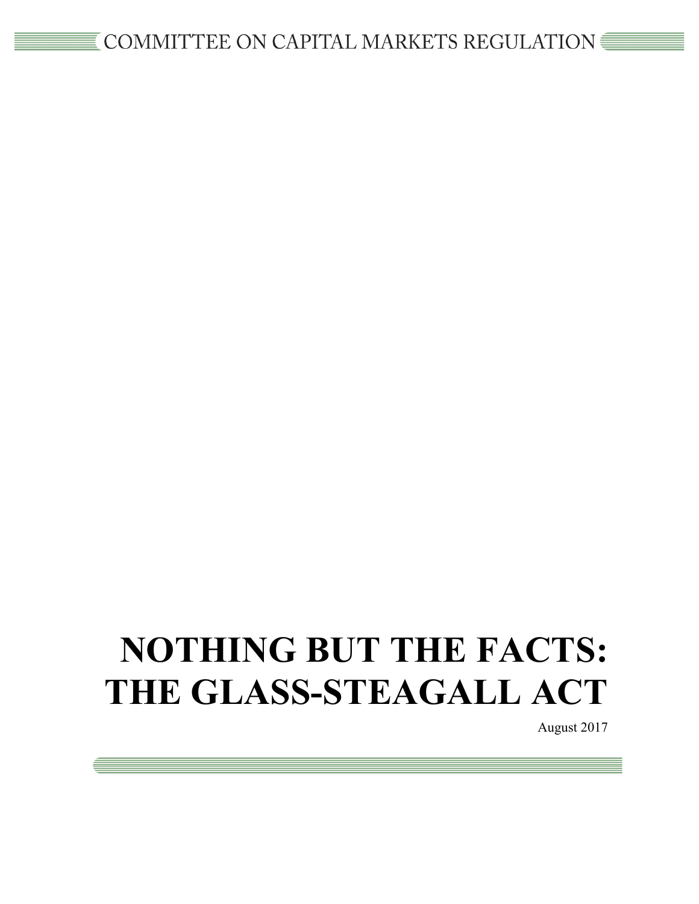COMMITTEE ON CAPITAL MARKETS REGULATION

# NOTHING BUT THE FACTS: THE GLASS-STEAGALL ACT

August 2017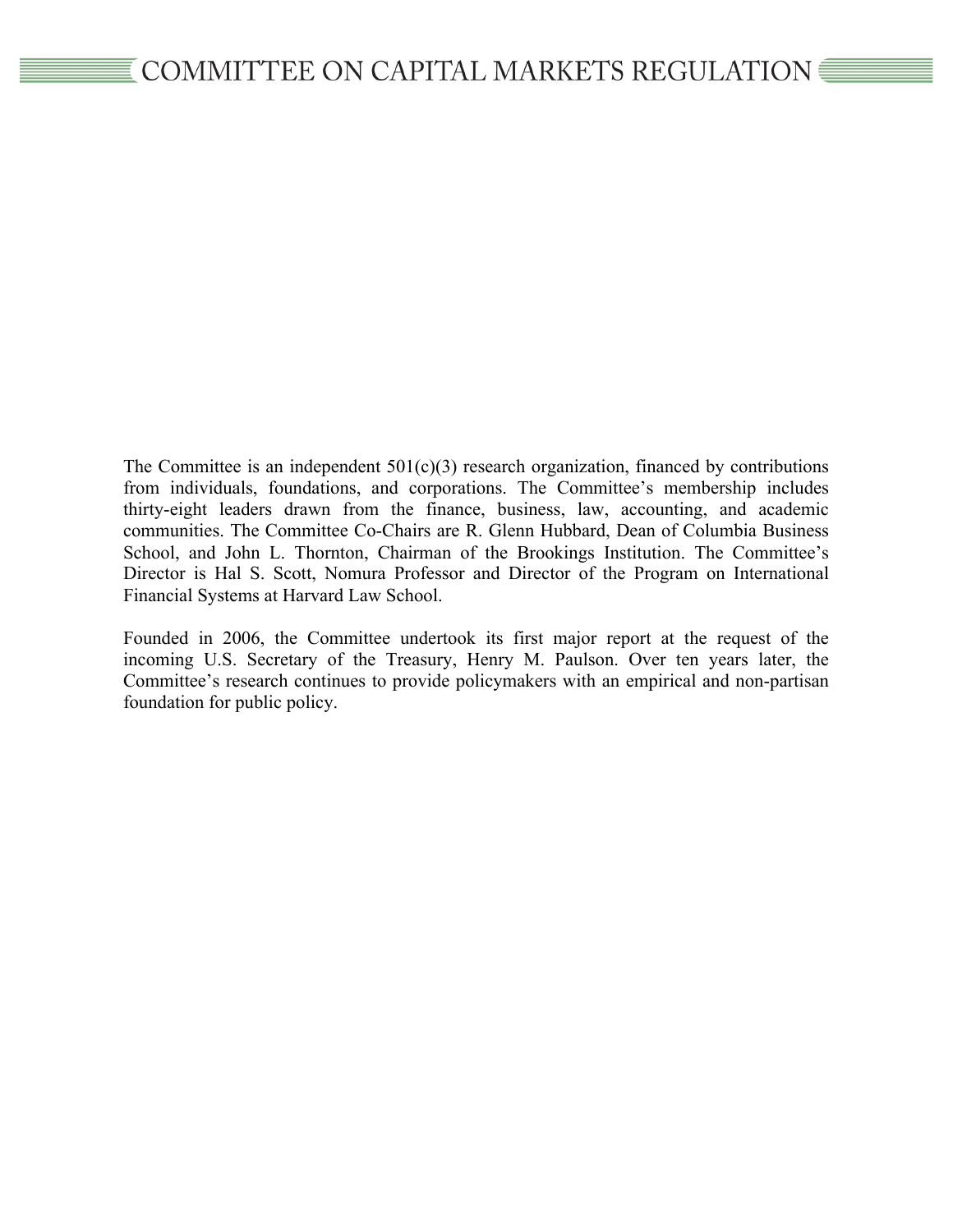# COMMITTEE ON CAPITAL MARKETS REGULATION

The Committee is an independent 501(c)(3) research organization, financed by contributions from individuals, foundations, and corporations. The Committee's membership includes thirty-eight leaders drawn from the finance, business, law, accounting, and academic communities. The Committee Co-Chairs are R. Glenn Hubbard, Dean of Columbia Business School, and John L. Thornton, Chairman of the Brookings Institution. The Committee's Director is Hal S. Scott, Nomura Professor and Director of the Program on International Financial Systems at Harvard Law School.

Founded in 2006, the Committee undertook its first major report at the request of the incoming U.S. Secretary of the Treasury, Henry M. Paulson. Over ten years later, the Committee's research continues to provide policymakers with an empirical and non-partisan foundation for public policy.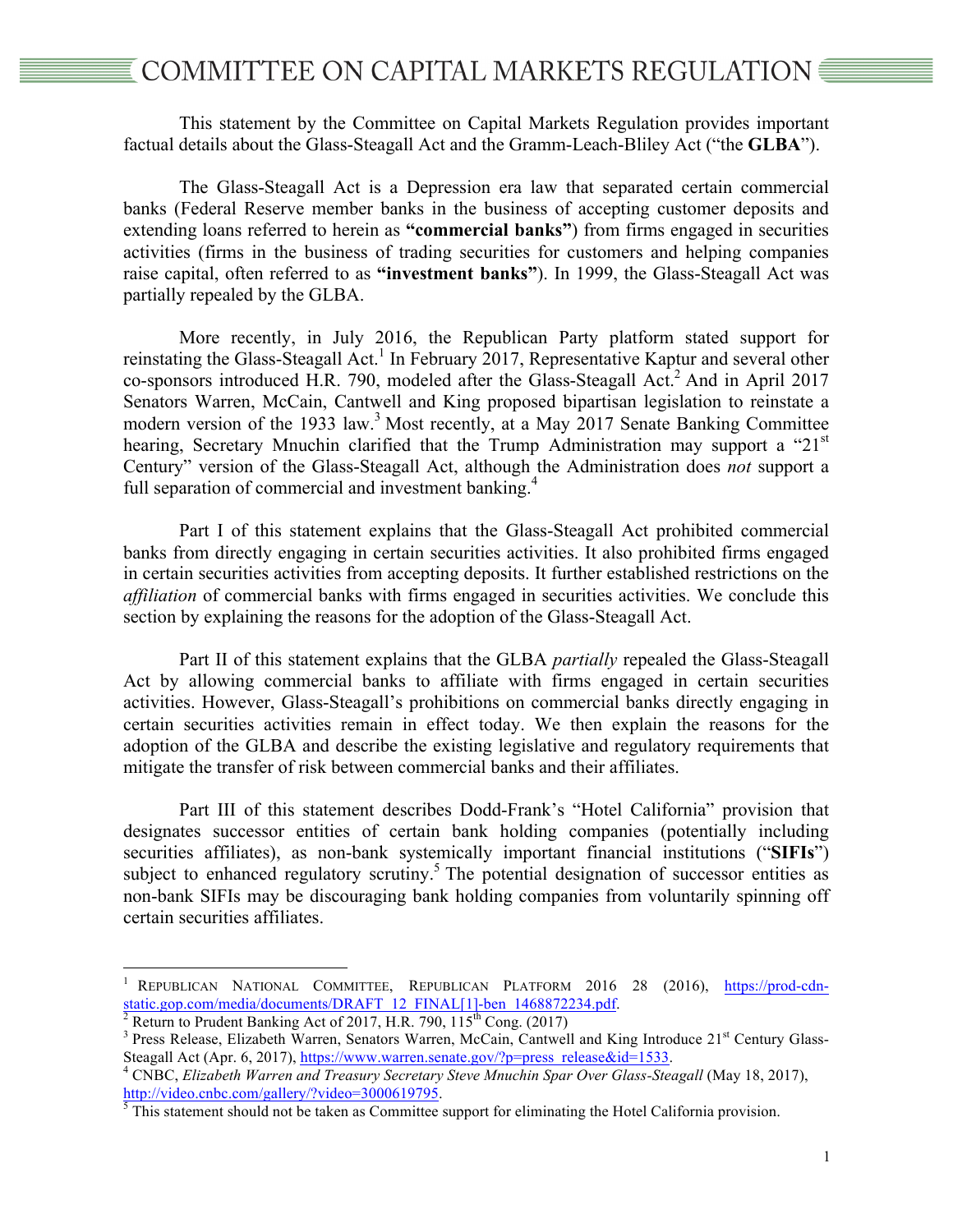# COMMITTEE ON CAPITAL MARKETS REGULATION

This statement by the Committee on Capital Markets Regulation provides important factual details about the Glass-Steagall Act and the Gramm-Leach-Bliley Act ("the **GLBA**").

The Glass-Steagall Act is a Depression era law that separated certain commercial banks (Federal Reserve member banks in the business of accepting customer deposits and extending loans referred to herein as **"commercial banks"**) from firms engaged in securities activities (firms in the business of trading securities for customers and helping companies raise capital, often referred to as **"investment banks"**). In 1999, the Glass-Steagall Act was partially repealed by the GLBA.

More recently, in July 2016, the Republican Party platform stated support for reinstating the Glass-Steagall Act.[1] In February 2017, Representative Kaptur and several other co-sponsors introduced H.R. 790, modeled after the Glass-Steagall Act.[2] And in April 2017 Senators Warren, McCain, Cantwell and King proposed bipartisan legislation to reinstate a modern version of the 1933 law.[3] Most recently, at a May 2017 Senate Banking Committee hearing, Secretary Mnuchin clarified that the Trump Administration may support a "21st Century" version of the Glass-Steagall Act, although the Administration does *not* support a full separation of commercial and investment banking.[4]

Part I of this statement explains that the Glass-Steagall Act prohibited commercial banks from directly engaging in certain securities activities. It also prohibited firms engaged in certain securities activities from accepting deposits. It further established restrictions on the *affiliation* of commercial banks with firms engaged in securities activities. We conclude this section by explaining the reasons for the adoption of the Glass-Steagall Act.

Part II of this statement explains that the GLBA *partially* repealed the Glass-Steagall Act by allowing commercial banks to affiliate with firms engaged in certain securities activities. However, Glass-Steagall's prohibitions on commercial banks directly engaging in certain securities activities remain in effect today. We then explain the reasons for the adoption of the GLBA and describe the existing legislative and regulatory requirements that mitigate the transfer of risk between commercial banks and their affiliates.

Part III of this statement describes Dodd-Frank's "Hotel California" provision that designates successor entities of certain bank holding companies (potentially including securities affiliates), as non-bank systemically important financial institutions ("**SIFIs**") subject to enhanced regulatory scrutiny.[5] The potential designation of successor entities as non-bank SIFIs may be discouraging bank holding companies from voluntarily spinning off certain securities affiliates.

---

[1] Republican National Committee, Republican Platform 2016 28 (2016), https://prod-cdn-static.gop.com/media/documents/DRAFT_12_FINAL[1]-ben_1468872234.pdf.

[2] Return to Prudent Banking Act of 2017, H.R. 790, 115th Cong. (2017)

[3] Press Release, Elizabeth Warren, Senators Warren, McCain, Cantwell and King Introduce 21st Century Glass-Steagall Act (Apr. 6, 2017), https://www.warren.senate.gov/?p=press_release&id=1533.

[4] CNBC, *Elizabeth Warren and Treasury Secretary Steve Mnuchin Spar Over Glass-Steagall* (May 18, 2017), http://video.cnbc.com/gallery/?video=3000619795.

[5] This statement should not be taken as Committee support for eliminating the Hotel California provision.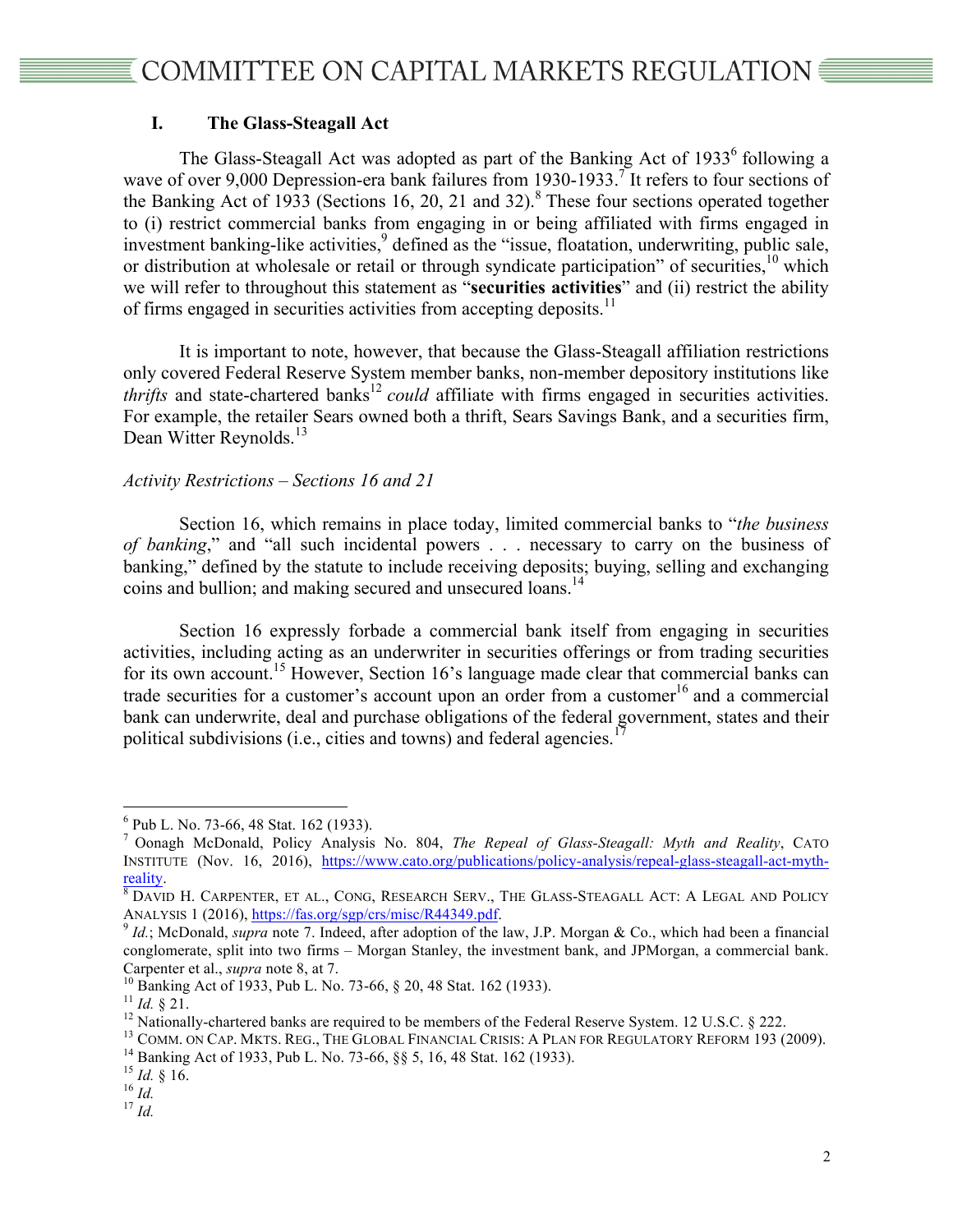## I. The Glass-Steagall Act

The Glass-Steagall Act was adopted as part of the Banking Act of 1933[6] following a wave of over 9,000 Depression-era bank failures from 1930-1933.[7] It refers to four sections of the Banking Act of 1933 (Sections 16, 20, 21 and 32).[8] These four sections operated together to (i) restrict commercial banks from engaging in or being affiliated with firms engaged in investment banking-like activities,[9] defined as the "issue, floatation, underwriting, public sale, or distribution at wholesale or retail or through syndicate participation" of securities,[10] which we will refer to throughout this statement as "**securities activities**" and (ii) restrict the ability of firms engaged in securities activities from accepting deposits.[11]

It is important to note, however, that because the Glass-Steagall affiliation restrictions only covered Federal Reserve System member banks, non-member depository institutions like *thrifts* and state-chartered banks[12] *could* affiliate with firms engaged in securities activities. For example, the retailer Sears owned both a thrift, Sears Savings Bank, and a securities firm, Dean Witter Reynolds.[13]

*Activity Restrictions – Sections 16 and 21*

Section 16, which remains in place today, limited commercial banks to "*the business of banking*," and "all such incidental powers . . . necessary to carry on the business of banking," defined by the statute to include receiving deposits; buying, selling and exchanging coins and bullion; and making secured and unsecured loans.[14]

Section 16 expressly forbade a commercial bank itself from engaging in securities activities, including acting as an underwriter in securities offerings or from trading securities for its own account.[15] However, Section 16's language made clear that commercial banks can trade securities for a customer's account upon an order from a customer[16] and a commercial bank can underwrite, deal and purchase obligations of the federal government, states and their political subdivisions (i.e., cities and towns) and federal agencies.[17]

---

[6] Pub L. No. 73-66, 48 Stat. 162 (1933).

[7] Oonagh McDonald, Policy Analysis No. 804, *The Repeal of Glass-Steagall: Myth and Reality*, CATO INSTITUTE (Nov. 16, 2016), https://www.cato.org/publications/policy-analysis/repeal-glass-steagall-act-myth-reality.

[8] DAVID H. CARPENTER, ET AL., CONG, RESEARCH SERV., THE GLASS-STEAGALL ACT: A LEGAL AND POLICY ANALYSIS 1 (2016), https://fas.org/sgp/crs/misc/R44349.pdf.

[9] *Id.*; McDonald, *supra* note 7. Indeed, after adoption of the law, J.P. Morgan & Co., which had been a financial conglomerate, split into two firms – Morgan Stanley, the investment bank, and JPMorgan, a commercial bank. Carpenter et al., *supra* note 8, at 7.

[10] Banking Act of 1933, Pub L. No. 73-66, § 20, 48 Stat. 162 (1933).

[11] *Id.* § 21.

[12] Nationally-chartered banks are required to be members of the Federal Reserve System. 12 U.S.C. § 222.

[13] COMM. ON CAP. MKTS. REG., THE GLOBAL FINANCIAL CRISIS: A PLAN FOR REGULATORY REFORM 193 (2009).

[14] Banking Act of 1933, Pub L. No. 73-66, §§ 5, 16, 48 Stat. 162 (1933).

[15] *Id.* § 16.

[16] *Id.*

[17] *Id.*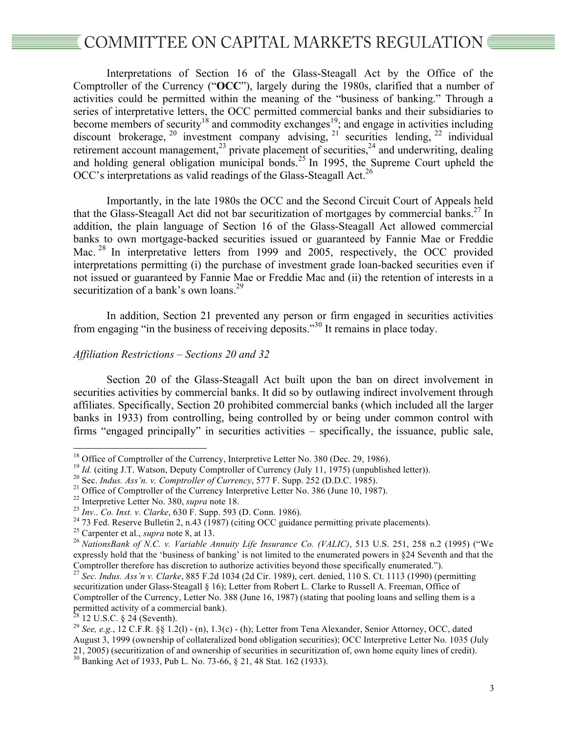Interpretations of Section 16 of the Glass-Steagall Act by the Office of the Comptroller of the Currency ("**OCC**"), largely during the 1980s, clarified that a number of activities could be permitted within the meaning of the "business of banking." Through a series of interpretative letters, the OCC permitted commercial banks and their subsidiaries to become members of security[18] and commodity exchanges[19]; and engage in activities including discount brokerage,[20] investment company advising,[21] securities lending,[22] individual retirement account management,[23] private placement of securities,[24] and underwriting, dealing and holding general obligation municipal bonds.[25] In 1995, the Supreme Court upheld the OCC's interpretations as valid readings of the Glass-Steagall Act.[26]

Importantly, in the late 1980s the OCC and the Second Circuit Court of Appeals held that the Glass-Steagall Act did not bar securitization of mortgages by commercial banks.[27] In addition, the plain language of Section 16 of the Glass-Steagall Act allowed commercial banks to own mortgage-backed securities issued or guaranteed by Fannie Mae or Freddie Mac.[28] In interpretative letters from 1999 and 2005, respectively, the OCC provided interpretations permitting (i) the purchase of investment grade loan-backed securities even if not issued or guaranteed by Fannie Mae or Freddie Mac and (ii) the retention of interests in a securitization of a bank's own loans.[29]

In addition, Section 21 prevented any person or firm engaged in securities activities from engaging "in the business of receiving deposits."[30] It remains in place today.

*Affiliation Restrictions – Sections 20 and 32*

Section 20 of the Glass-Steagall Act built upon the ban on direct involvement in securities activities by commercial banks. It did so by outlawing indirect involvement through affiliates. Specifically, Section 20 prohibited commercial banks (which included all the larger banks in 1933) from controlling, being controlled by or being under common control with firms "engaged principally" in securities activities – specifically, the issuance, public sale,

---

[18] Office of Comptroller of the Currency, Interpretive Letter No. 380 (Dec. 29, 1986).

[19] *Id.* (citing J.T. Watson, Deputy Comptroller of Currency (July 11, 1975) (unpublished letter)).

[20] Sec. *Indus. Ass'n. v. Comptroller of Currency*, 577 F. Supp. 252 (D.D.C. 1985).

[21] Office of Comptroller of the Currency Interpretive Letter No. 386 (June 10, 1987).

[22] Interpretive Letter No. 380, *supra* note 18.

[23] *Inv.. Co. Inst. v. Clarke*, 630 F. Supp. 593 (D. Conn. 1986).

[24] 73 Fed. Reserve Bulletin 2, n.43 (1987) (citing OCC guidance permitting private placements).

[25] Carpenter et al., *supra* note 8, at 13.

[26] *NationsBank of N.C. v. Variable Annuity Life Insurance Co. (VALIC)*, 513 U.S. 251, 258 n.2 (1995) ("We expressly hold that the 'business of banking' is not limited to the enumerated powers in §24 Seventh and that the Comptroller therefore has discretion to authorize activities beyond those specifically enumerated.").

[27] *Sec. Indus. Ass'n v. Clarke*, 885 F.2d 1034 (2d Cir. 1989), cert. denied, 110 S. Ct. 1113 (1990) (permitting securitization under Glass-Steagall § 16); Letter from Robert L. Clarke to Russell A. Freeman, Office of Comptroller of the Currency, Letter No. 388 (June 16, 1987) (stating that pooling loans and selling them is a permitted activity of a commercial bank).

[28] 12 U.S.C. § 24 (Seventh).

[29] *See, e.g.*, 12 C.F.R. §§ 1.2(l) - (n), 1.3(c) - (h); Letter from Tena Alexander, Senior Attorney, OCC, dated August 3, 1999 (ownership of collateralized bond obligation securities); OCC Interpretive Letter No. 1035 (July 21, 2005) (securitization of and ownership of securities in securitization of, own home equity lines of credit).

[30] Banking Act of 1933, Pub L. No. 73-66, § 21, 48 Stat. 162 (1933).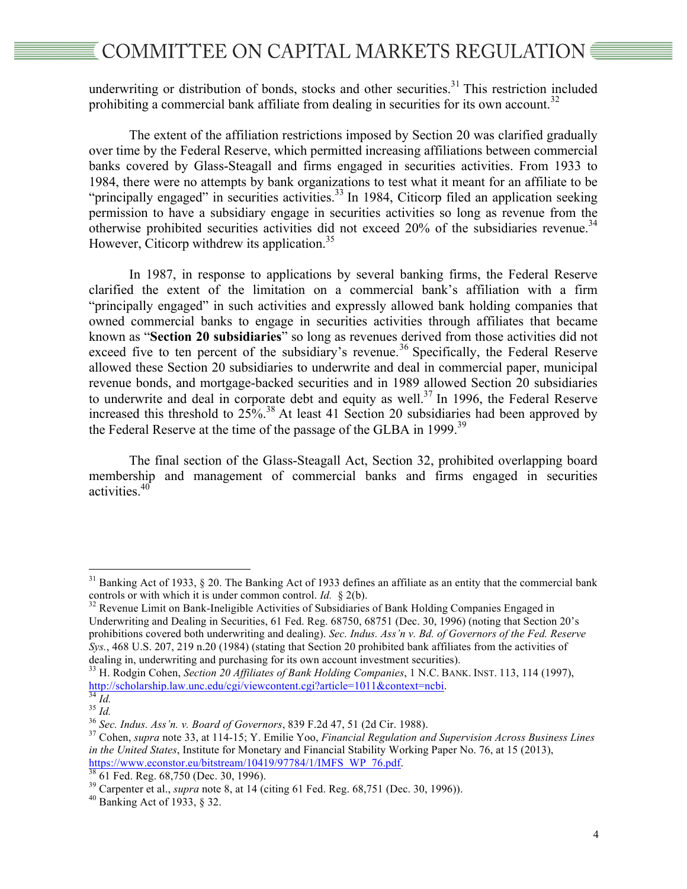underwriting or distribution of bonds, stocks and other securities.[31] This restriction included prohibiting a commercial bank affiliate from dealing in securities for its own account.[32]

The extent of the affiliation restrictions imposed by Section 20 was clarified gradually over time by the Federal Reserve, which permitted increasing affiliations between commercial banks covered by Glass-Steagall and firms engaged in securities activities. From 1933 to 1984, there were no attempts by bank organizations to test what it meant for an affiliate to be "principally engaged" in securities activities.[33] In 1984, Citicorp filed an application seeking permission to have a subsidiary engage in securities activities so long as revenue from the otherwise prohibited securities activities did not exceed 20% of the subsidiaries revenue.[34] However, Citicorp withdrew its application.[35]

In 1987, in response to applications by several banking firms, the Federal Reserve clarified the extent of the limitation on a commercial bank's affiliation with a firm "principally engaged" in such activities and expressly allowed bank holding companies that owned commercial banks to engage in securities activities through affiliates that became known as "**Section 20 subsidiaries**" so long as revenues derived from those activities did not exceed five to ten percent of the subsidiary's revenue.[36] Specifically, the Federal Reserve allowed these Section 20 subsidiaries to underwrite and deal in commercial paper, municipal revenue bonds, and mortgage-backed securities and in 1989 allowed Section 20 subsidiaries to underwrite and deal in corporate debt and equity as well.[37] In 1996, the Federal Reserve increased this threshold to 25%.[38] At least 41 Section 20 subsidiaries had been approved by the Federal Reserve at the time of the passage of the GLBA in 1999.[39]

The final section of the Glass-Steagall Act, Section 32, prohibited overlapping board membership and management of commercial banks and firms engaged in securities activities.[40]

---

[31] Banking Act of 1933, § 20. The Banking Act of 1933 defines an affiliate as an entity that the commercial bank controls or with which it is under common control. *Id.* § 2(b).

[32] Revenue Limit on Bank-Ineligible Activities of Subsidiaries of Bank Holding Companies Engaged in Underwriting and Dealing in Securities, 61 Fed. Reg. 68750, 68751 (Dec. 30, 1996) (noting that Section 20's prohibitions covered both underwriting and dealing). *Sec. Indus. Ass'n v. Bd. of Governors of the Fed. Reserve Sys.*, 468 U.S. 207, 219 n.20 (1984) (stating that Section 20 prohibited bank affiliates from the activities of dealing in, underwriting and purchasing for its own account investment securities).

[33] H. Rodgin Cohen, *Section 20 Affiliates of Bank Holding Companies*, 1 N.C. BANK. INST. 113, 114 (1997), http://scholarship.law.unc.edu/cgi/viewcontent.cgi?article=1011&context=ncbi.

[34] *Id.*

[35] *Id.*

[36] *Sec. Indus. Ass'n. v. Board of Governors*, 839 F.2d 47, 51 (2d Cir. 1988).

[37] Cohen, *supra* note 33, at 114-15; Y. Emilie Yoo, *Financial Regulation and Supervision Across Business Lines in the United States*, Institute for Monetary and Financial Stability Working Paper No. 76, at 15 (2013), https://www.econstor.eu/bitstream/10419/97784/1/IMFS_WP_76.pdf.

[38] 61 Fed. Reg. 68,750 (Dec. 30, 1996).

[39] Carpenter et al., *supra* note 8, at 14 (citing 61 Fed. Reg. 68,751 (Dec. 30, 1996)).

[40] Banking Act of 1933, § 32.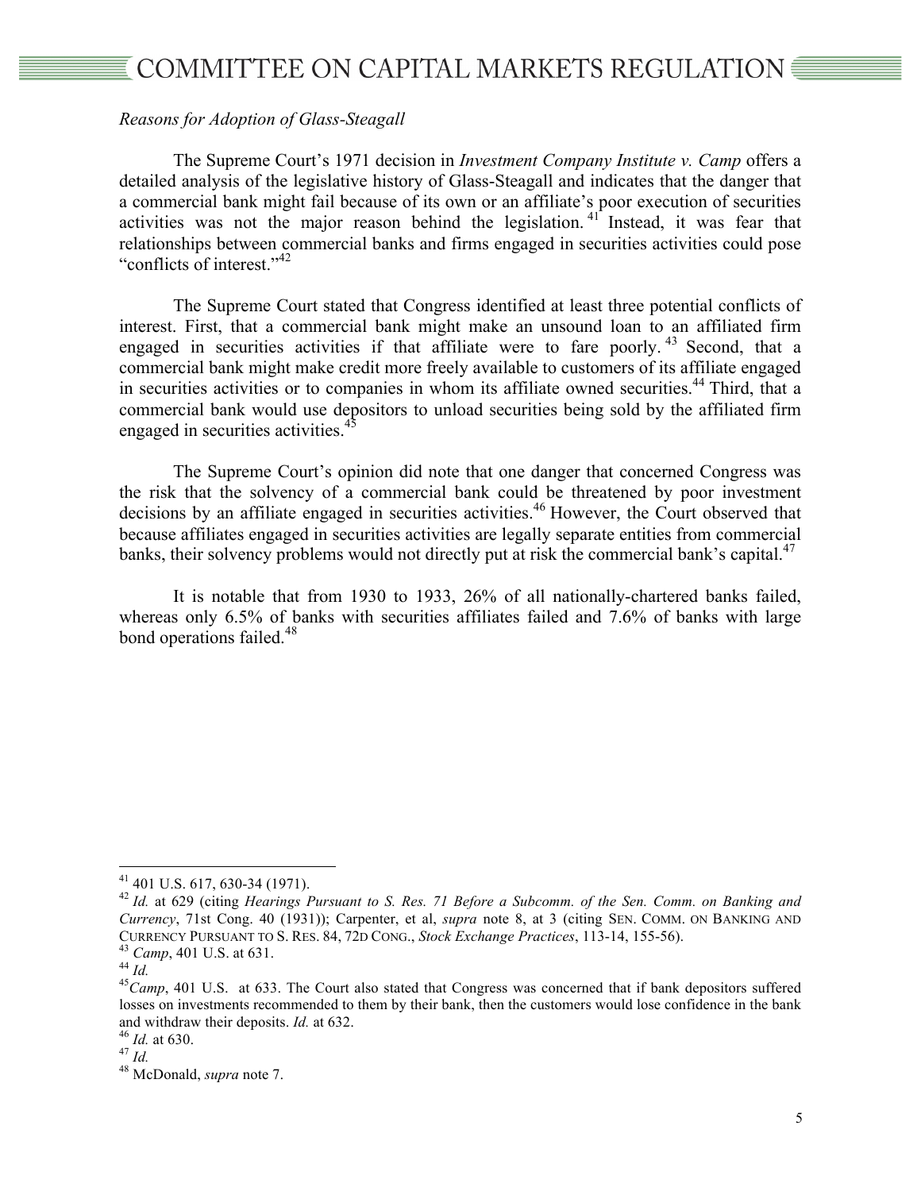*Reasons for Adoption of Glass-Steagall*

The Supreme Court's 1971 decision in *Investment Company Institute v. Camp* offers a detailed analysis of the legislative history of Glass-Steagall and indicates that the danger that a commercial bank might fail because of its own or an affiliate's poor execution of securities activities was not the major reason behind the legislation.[41] Instead, it was fear that relationships between commercial banks and firms engaged in securities activities could pose "conflicts of interest."[42]

The Supreme Court stated that Congress identified at least three potential conflicts of interest. First, that a commercial bank might make an unsound loan to an affiliated firm engaged in securities activities if that affiliate were to fare poorly.[43] Second, that a commercial bank might make credit more freely available to customers of its affiliate engaged in securities activities or to companies in whom its affiliate owned securities.[44] Third, that a commercial bank would use depositors to unload securities being sold by the affiliated firm engaged in securities activities.[45]

The Supreme Court's opinion did note that one danger that concerned Congress was the risk that the solvency of a commercial bank could be threatened by poor investment decisions by an affiliate engaged in securities activities.[46] However, the Court observed that because affiliates engaged in securities activities are legally separate entities from commercial banks, their solvency problems would not directly put at risk the commercial bank's capital.[47]

It is notable that from 1930 to 1933, 26% of all nationally-chartered banks failed, whereas only 6.5% of banks with securities affiliates failed and 7.6% of banks with large bond operations failed.[48]

---

[41] 401 U.S. 617, 630-34 (1971).

[42] *Id.* at 629 (citing *Hearings Pursuant to S. Res. 71 Before a Subcomm. of the Sen. Comm. on Banking and Currency*, 71st Cong. 40 (1931)); Carpenter, et al, *supra* note 8, at 3 (citing SEN. COMM. ON BANKING AND CURRENCY PURSUANT TO S. RES. 84, 72D CONG., *Stock Exchange Practices*, 113-14, 155-56).

[43] *Camp*, 401 U.S. at 631.

[44] *Id.*

[45] *Camp*, 401 U.S. at 633. The Court also stated that Congress was concerned that if bank depositors suffered losses on investments recommended to them by their bank, then the customers would lose confidence in the bank and withdraw their deposits. *Id.* at 632.

[46] *Id.* at 630.

[47] *Id.*

[48] McDonald, *supra* note 7.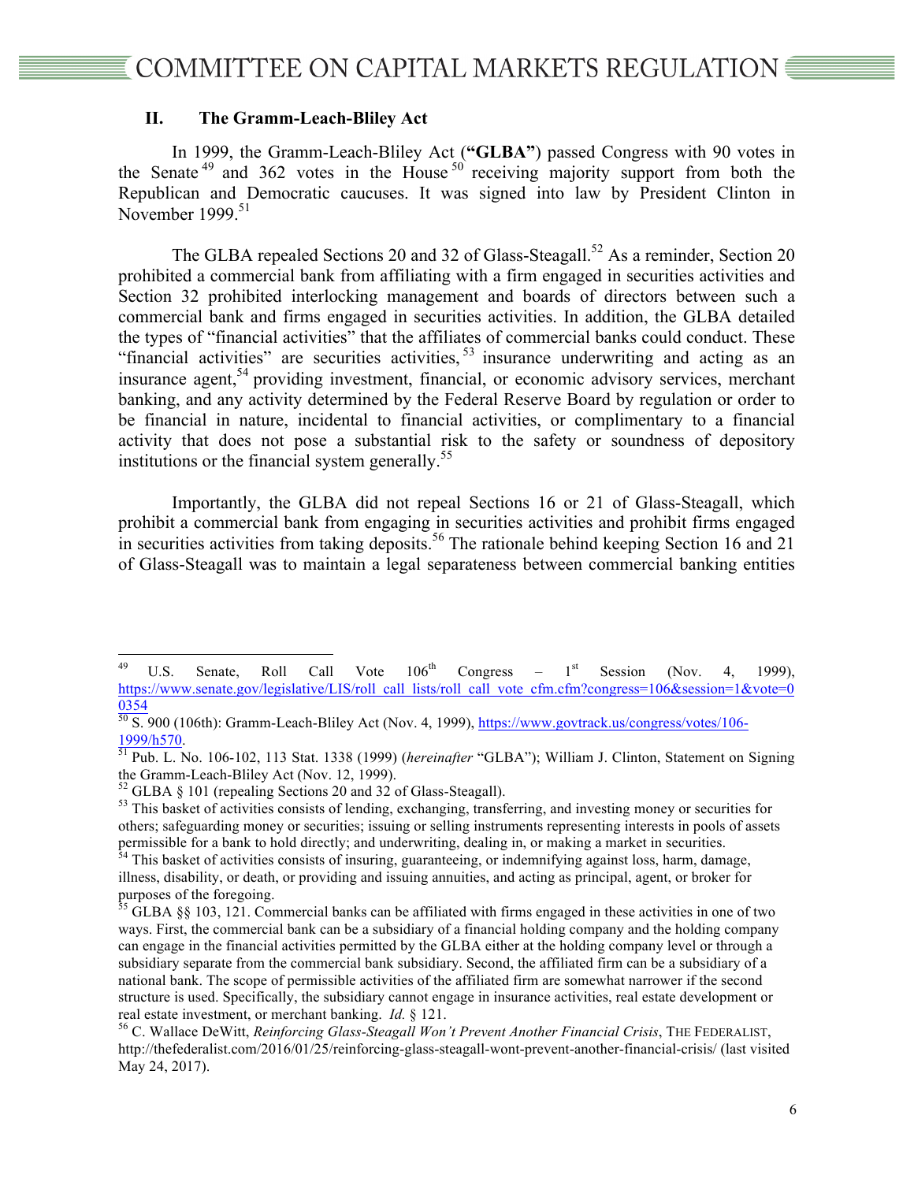## II. The Gramm-Leach-Bliley Act

In 1999, the Gramm-Leach-Bliley Act (**"GLBA"**) passed Congress with 90 votes in the Senate[49] and 362 votes in the House[50] receiving majority support from both the Republican and Democratic caucuses. It was signed into law by President Clinton in November 1999.[51]

The GLBA repealed Sections 20 and 32 of Glass-Steagall.[52] As a reminder, Section 20 prohibited a commercial bank from affiliating with a firm engaged in securities activities and Section 32 prohibited interlocking management and boards of directors between such a commercial bank and firms engaged in securities activities. In addition, the GLBA detailed the types of "financial activities" that the affiliates of commercial banks could conduct. These "financial activities" are securities activities,[53] insurance underwriting and acting as an insurance agent,[54] providing investment, financial, or economic advisory services, merchant banking, and any activity determined by the Federal Reserve Board by regulation or order to be financial in nature, incidental to financial activities, or complimentary to a financial activity that does not pose a substantial risk to the safety or soundness of depository institutions or the financial system generally.[55]

Importantly, the GLBA did not repeal Sections 16 or 21 of Glass-Steagall, which prohibit a commercial bank from engaging in securities activities and prohibit firms engaged in securities activities from taking deposits.[56] The rationale behind keeping Section 16 and 21 of Glass-Steagall was to maintain a legal separateness between commercial banking entities

---

[49] U.S. Senate, Roll Call Vote 106th Congress – 1st Session (Nov. 4, 1999), https://www.senate.gov/legislative/LIS/roll_call_lists/roll_call_vote_cfm.cfm?congress=106&session=1&vote=00354

[50] S. 900 (106th): Gramm-Leach-Bliley Act (Nov. 4, 1999), https://www.govtrack.us/congress/votes/106-1999/h570.

[51] Pub. L. No. 106-102, 113 Stat. 1338 (1999) (*hereinafter* "GLBA"); William J. Clinton, Statement on Signing the Gramm-Leach-Bliley Act (Nov. 12, 1999).

[52] GLBA § 101 (repealing Sections 20 and 32 of Glass-Steagall).

[53] This basket of activities consists of lending, exchanging, transferring, and investing money or securities for others; safeguarding money or securities; issuing or selling instruments representing interests in pools of assets permissible for a bank to hold directly; and underwriting, dealing in, or making a market in securities.

[54] This basket of activities consists of insuring, guaranteeing, or indemnifying against loss, harm, damage, illness, disability, or death, or providing and issuing annuities, and acting as principal, agent, or broker for purposes of the foregoing.

[55] GLBA §§ 103, 121. Commercial banks can be affiliated with firms engaged in these activities in one of two ways. First, the commercial bank can be a subsidiary of a financial holding company and the holding company can engage in the financial activities permitted by the GLBA either at the holding company level or through a subsidiary separate from the commercial bank subsidiary. Second, the affiliated firm can be a subsidiary of a national bank. The scope of permissible activities of the affiliated firm are somewhat narrower if the second structure is used. Specifically, the subsidiary cannot engage in insurance activities, real estate development or real estate investment, or merchant banking. *Id.* § 121.

[56] C. Wallace DeWitt, *Reinforcing Glass-Steagall Won't Prevent Another Financial Crisis*, THE FEDERALIST, http://thefederalist.com/2016/01/25/reinforcing-glass-steagall-wont-prevent-another-financial-crisis/ (last visited May 24, 2017).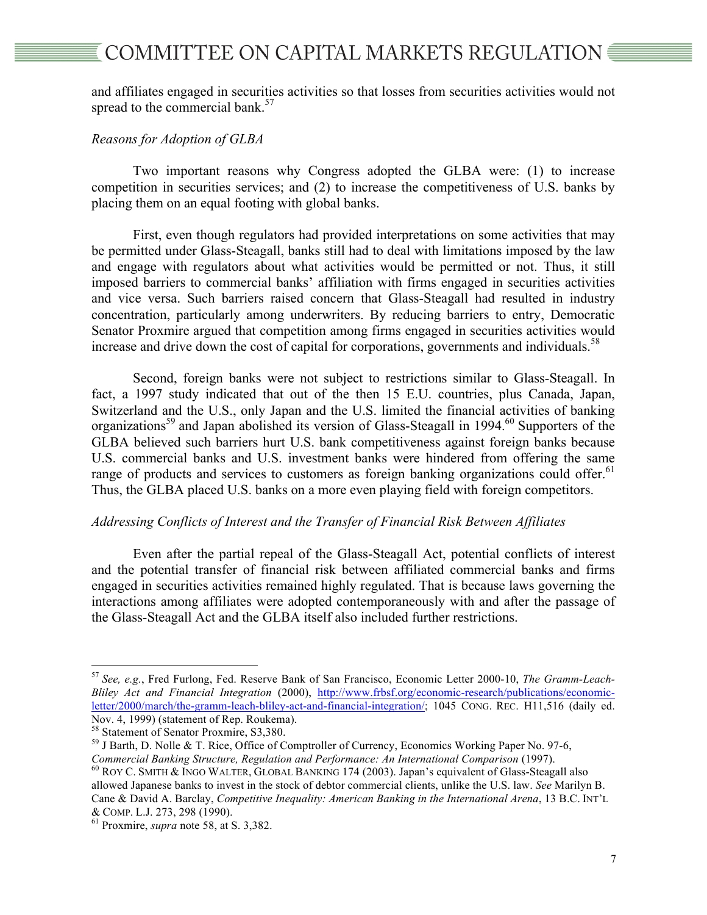and affiliates engaged in securities activities so that losses from securities activities would not spread to the commercial bank.[57]

*Reasons for Adoption of GLBA*

Two important reasons why Congress adopted the GLBA were: (1) to increase competition in securities services; and (2) to increase the competitiveness of U.S. banks by placing them on an equal footing with global banks.

First, even though regulators had provided interpretations on some activities that may be permitted under Glass-Steagall, banks still had to deal with limitations imposed by the law and engage with regulators about what activities would be permitted or not. Thus, it still imposed barriers to commercial banks' affiliation with firms engaged in securities activities and vice versa. Such barriers raised concern that Glass-Steagall had resulted in industry concentration, particularly among underwriters. By reducing barriers to entry, Democratic Senator Proxmire argued that competition among firms engaged in securities activities would increase and drive down the cost of capital for corporations, governments and individuals.[58]

Second, foreign banks were not subject to restrictions similar to Glass-Steagall. In fact, a 1997 study indicated that out of the then 15 E.U. countries, plus Canada, Japan, Switzerland and the U.S., only Japan and the U.S. limited the financial activities of banking organizations[59] and Japan abolished its version of Glass-Steagall in 1994.[60] Supporters of the GLBA believed such barriers hurt U.S. bank competitiveness against foreign banks because U.S. commercial banks and U.S. investment banks were hindered from offering the same range of products and services to customers as foreign banking organizations could offer.[61] Thus, the GLBA placed U.S. banks on a more even playing field with foreign competitors.

*Addressing Conflicts of Interest and the Transfer of Financial Risk Between Affiliates*

Even after the partial repeal of the Glass-Steagall Act, potential conflicts of interest and the potential transfer of financial risk between affiliated commercial banks and firms engaged in securities activities remained highly regulated. That is because laws governing the interactions among affiliates were adopted contemporaneously with and after the passage of the Glass-Steagall Act and the GLBA itself also included further restrictions.

---

[57] *See, e.g.*, Fred Furlong, Fed. Reserve Bank of San Francisco, Economic Letter 2000-10, *The Gramm-Leach-Bliley Act and Financial Integration* (2000), http://www.frbsf.org/economic-research/publications/economic-letter/2000/march/the-gramm-leach-bliley-act-and-financial-integration/; 1045 CONG. REC. H11,516 (daily ed. Nov. 4, 1999) (statement of Rep. Roukema).

[58] Statement of Senator Proxmire, S3,380.

[59] J Barth, D. Nolle & T. Rice, Office of Comptroller of Currency, Economics Working Paper No. 97-6, *Commercial Banking Structure, Regulation and Performance: An International Comparison* (1997).

[60] ROY C. SMITH & INGO WALTER, GLOBAL BANKING 174 (2003). Japan's equivalent of Glass-Steagall also allowed Japanese banks to invest in the stock of debtor commercial clients, unlike the U.S. law. *See* Marilyn B. Cane & David A. Barclay, *Competitive Inequality: American Banking in the International Arena*, 13 B.C. INT'L & COMP. L.J. 273, 298 (1990).

[61] Proxmire, *supra* note 58, at S. 3,382.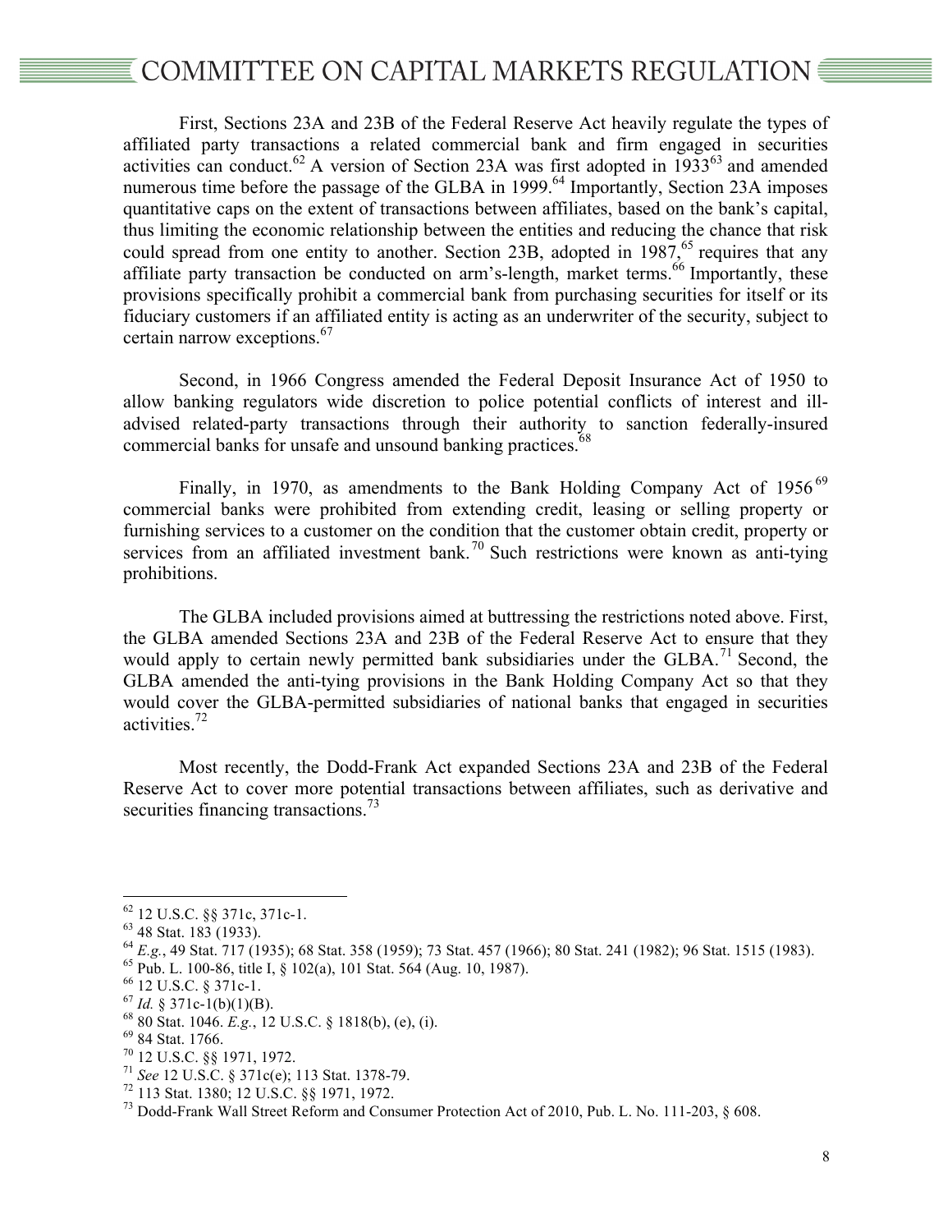First, Sections 23A and 23B of the Federal Reserve Act heavily regulate the types of affiliated party transactions a related commercial bank and firm engaged in securities activities can conduct.[62] A version of Section 23A was first adopted in 1933[63] and amended numerous time before the passage of the GLBA in 1999.[64] Importantly, Section 23A imposes quantitative caps on the extent of transactions between affiliates, based on the bank's capital, thus limiting the economic relationship between the entities and reducing the chance that risk could spread from one entity to another. Section 23B, adopted in 1987,[65] requires that any affiliate party transaction be conducted on arm's-length, market terms.[66] Importantly, these provisions specifically prohibit a commercial bank from purchasing securities for itself or its fiduciary customers if an affiliated entity is acting as an underwriter of the security, subject to certain narrow exceptions.[67]

Second, in 1966 Congress amended the Federal Deposit Insurance Act of 1950 to allow banking regulators wide discretion to police potential conflicts of interest and ill-advised related-party transactions through their authority to sanction federally-insured commercial banks for unsafe and unsound banking practices.[68]

Finally, in 1970, as amendments to the Bank Holding Company Act of 1956[69] commercial banks were prohibited from extending credit, leasing or selling property or furnishing services to a customer on the condition that the customer obtain credit, property or services from an affiliated investment bank.[70] Such restrictions were known as anti-tying prohibitions.

The GLBA included provisions aimed at buttressing the restrictions noted above. First, the GLBA amended Sections 23A and 23B of the Federal Reserve Act to ensure that they would apply to certain newly permitted bank subsidiaries under the GLBA.[71] Second, the GLBA amended the anti-tying provisions in the Bank Holding Company Act so that they would cover the GLBA-permitted subsidiaries of national banks that engaged in securities activities.[72]

Most recently, the Dodd-Frank Act expanded Sections 23A and 23B of the Federal Reserve Act to cover more potential transactions between affiliates, such as derivative and securities financing transactions.[73]

---

[62] 12 U.S.C. §§ 371c, 371c-1.

[63] 48 Stat. 183 (1933).

[64] *E.g.*, 49 Stat. 717 (1935); 68 Stat. 358 (1959); 73 Stat. 457 (1966); 80 Stat. 241 (1982); 96 Stat. 1515 (1983).

[65] Pub. L. 100-86, title I, § 102(a), 101 Stat. 564 (Aug. 10, 1987).

[66] 12 U.S.C. § 371c-1.

[67] *Id.* § 371c-1(b)(1)(B).

[68] 80 Stat. 1046. *E.g.*, 12 U.S.C. § 1818(b), (e), (i).

[69] 84 Stat. 1766.

[70] 12 U.S.C. §§ 1971, 1972.

[71] *See* 12 U.S.C. § 371c(e); 113 Stat. 1378-79.

[72] 113 Stat. 1380; 12 U.S.C. §§ 1971, 1972.

[73] Dodd-Frank Wall Street Reform and Consumer Protection Act of 2010, Pub. L. No. 111-203, § 608.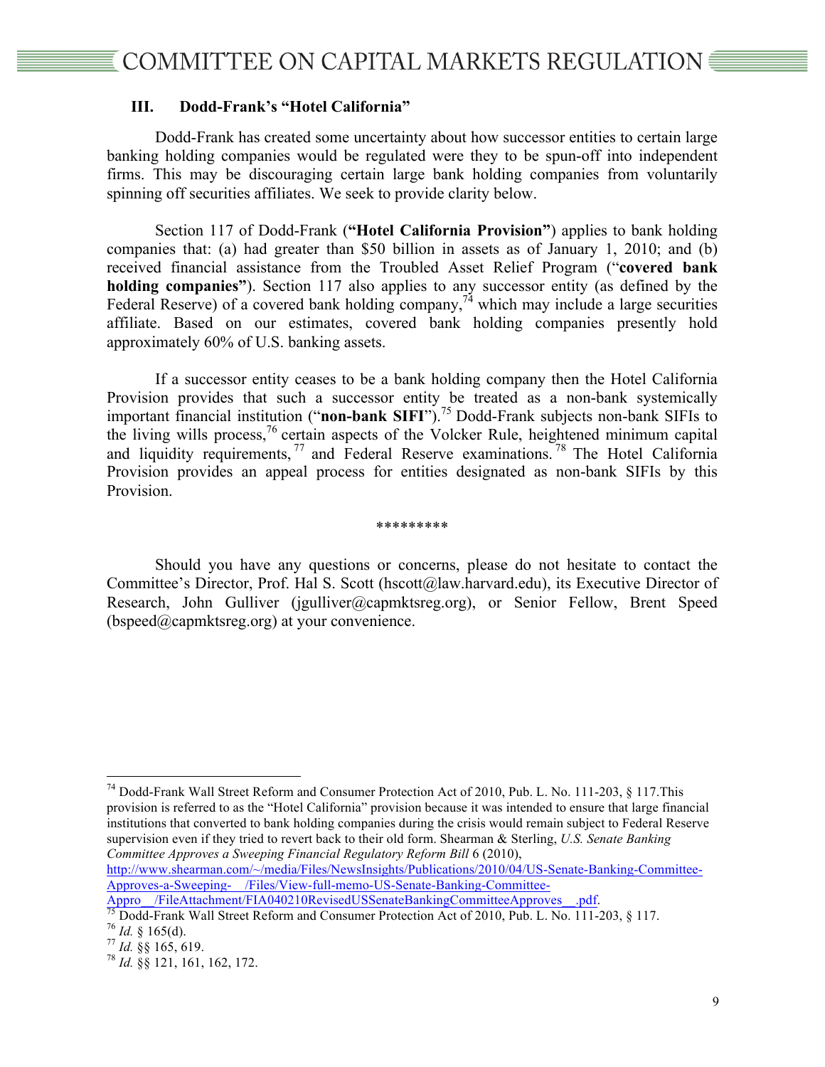### III. Dodd-Frank's "Hotel California"

Dodd-Frank has created some uncertainty about how successor entities to certain large banking holding companies would be regulated were they to be spun-off into independent firms. This may be discouraging certain large bank holding companies from voluntarily spinning off securities affiliates. We seek to provide clarity below.

Section 117 of Dodd-Frank (**"Hotel California Provision"**) applies to bank holding companies that: (a) had greater than $50 billion in assets as of January 1, 2010; and (b) received financial assistance from the Troubled Asset Relief Program ("**covered bank holding companies"**). Section 117 also applies to any successor entity (as defined by the Federal Reserve) of a covered bank holding company,[74] which may include a large securities affiliate. Based on our estimates, covered bank holding companies presently hold approximately 60% of U.S. banking assets.

If a successor entity ceases to be a bank holding company then the Hotel California Provision provides that such a successor entity be treated as a non-bank systemically important financial institution ("**non-bank SIFI**").[75] Dodd-Frank subjects non-bank SIFIs to the living wills process,[76] certain aspects of the Volcker Rule, heightened minimum capital and liquidity requirements,[77] and Federal Reserve examinations.[78] The Hotel California Provision provides an appeal process for entities designated as non-bank SIFIs by this Provision.

*********

Should you have any questions or concerns, please do not hesitate to contact the Committee's Director, Prof. Hal S. Scott (hscott@law.harvard.edu), its Executive Director of Research, John Gulliver (jgulliver@capmktsreg.org), or Senior Fellow, Brent Speed (bspeed@capmktsreg.org) at your convenience.

---

[74] Dodd-Frank Wall Street Reform and Consumer Protection Act of 2010, Pub. L. No. 111-203, § 117.This provision is referred to as the "Hotel California" provision because it was intended to ensure that large financial institutions that converted to bank holding companies during the crisis would remain subject to Federal Reserve supervision even if they tried to revert back to their old form. Shearman & Sterling, *U.S. Senate Banking Committee Approves a Sweeping Financial Regulatory Reform Bill* 6 (2010), http://www.shearman.com/~/media/Files/NewsInsights/Publications/2010/04/US-Senate-Banking-Committee-Approves-a-Sweeping-__/Files/View-full-memo-US-Senate-Banking-Committee-Appro__/FileAttachment/FIA040210RevisedUSSenateBankingCommitteeApproves__.pdf.

[75] Dodd-Frank Wall Street Reform and Consumer Protection Act of 2010, Pub. L. No. 111-203, § 117.

[76] *Id.* § 165(d).

[77] *Id.* §§ 165, 619.

[78] *Id.* §§ 121, 161, 162, 172.